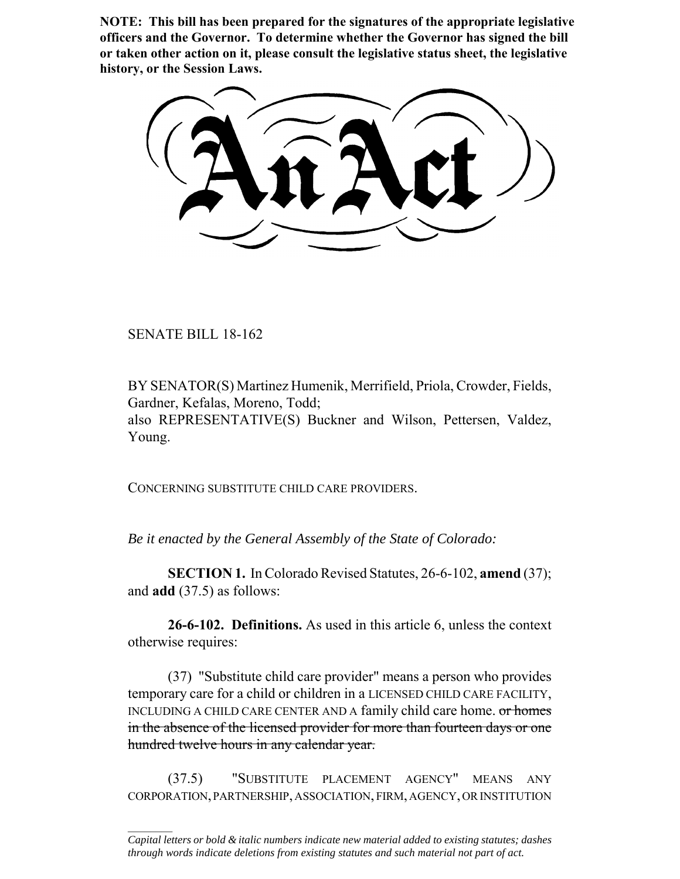**NOTE: This bill has been prepared for the signatures of the appropriate legislative officers and the Governor. To determine whether the Governor has signed the bill or taken other action on it, please consult the legislative status sheet, the legislative history, or the Session Laws.**

# An Act

SENATE BILL 18-162

BY SENATOR(S) Martinez Humenik, Merrifield, Priola, Crowder, Fields, Gardner, Kefalas, Moreno, Todd;
also REPRESENTATIVE(S) Buckner and Wilson, Pettersen, Valdez, Young.

CONCERNING SUBSTITUTE CHILD CARE PROVIDERS.

*Be it enacted by the General Assembly of the State of Colorado:*

**SECTION 1.** In Colorado Revised Statutes, 26-6-102, **amend** (37); and **add** (37.5) as follows:

**26-6-102. Definitions.** As used in this article 6, unless the context otherwise requires:

(37) "Substitute child care provider" means a person who provides temporary care for a child or children in a LICENSED CHILD CARE FACILITY, INCLUDING A CHILD CARE CENTER AND A family child care home. ~~or homes in the absence of the licensed provider for more than fourteen days or one hundred twelve hours in any calendar year.~~

(37.5) "SUBSTITUTE PLACEMENT AGENCY" MEANS ANY CORPORATION, PARTNERSHIP, ASSOCIATION, FIRM, AGENCY, OR INSTITUTION

*Capital letters or bold & italic numbers indicate new material added to existing statutes; dashes through words indicate deletions from existing statutes and such material not part of act.*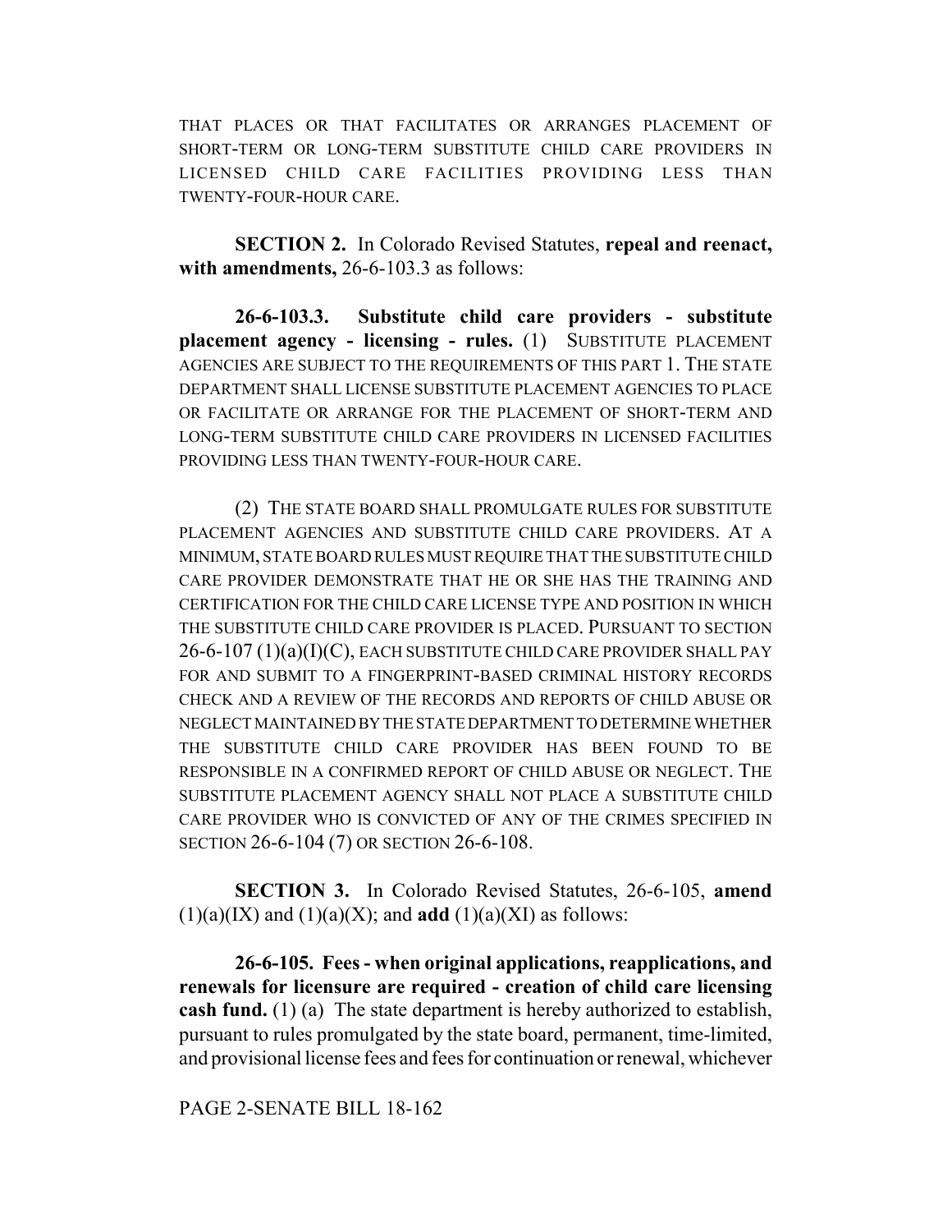THAT PLACES OR THAT FACILITATES OR ARRANGES PLACEMENT OF SHORT-TERM OR LONG-TERM SUBSTITUTE CHILD CARE PROVIDERS IN LICENSED CHILD CARE FACILITIES PROVIDING LESS THAN TWENTY-FOUR-HOUR CARE.

**SECTION 2.** In Colorado Revised Statutes, **repeal and reenact, with amendments,** 26-6-103.3 as follows:

**26-6-103.3. Substitute child care providers - substitute placement agency - licensing - rules.** (1) SUBSTITUTE PLACEMENT AGENCIES ARE SUBJECT TO THE REQUIREMENTS OF THIS PART 1. THE STATE DEPARTMENT SHALL LICENSE SUBSTITUTE PLACEMENT AGENCIES TO PLACE OR FACILITATE OR ARRANGE FOR THE PLACEMENT OF SHORT-TERM AND LONG-TERM SUBSTITUTE CHILD CARE PROVIDERS IN LICENSED FACILITIES PROVIDING LESS THAN TWENTY-FOUR-HOUR CARE.

(2) THE STATE BOARD SHALL PROMULGATE RULES FOR SUBSTITUTE PLACEMENT AGENCIES AND SUBSTITUTE CHILD CARE PROVIDERS. AT A MINIMUM, STATE BOARD RULES MUST REQUIRE THAT THE SUBSTITUTE CHILD CARE PROVIDER DEMONSTRATE THAT HE OR SHE HAS THE TRAINING AND CERTIFICATION FOR THE CHILD CARE LICENSE TYPE AND POSITION IN WHICH THE SUBSTITUTE CHILD CARE PROVIDER IS PLACED. PURSUANT TO SECTION 26-6-107 (1)(a)(I)(C), EACH SUBSTITUTE CHILD CARE PROVIDER SHALL PAY FOR AND SUBMIT TO A FINGERPRINT-BASED CRIMINAL HISTORY RECORDS CHECK AND A REVIEW OF THE RECORDS AND REPORTS OF CHILD ABUSE OR NEGLECT MAINTAINED BY THE STATE DEPARTMENT TO DETERMINE WHETHER THE SUBSTITUTE CHILD CARE PROVIDER HAS BEEN FOUND TO BE RESPONSIBLE IN A CONFIRMED REPORT OF CHILD ABUSE OR NEGLECT. THE SUBSTITUTE PLACEMENT AGENCY SHALL NOT PLACE A SUBSTITUTE CHILD CARE PROVIDER WHO IS CONVICTED OF ANY OF THE CRIMES SPECIFIED IN SECTION 26-6-104 (7) OR SECTION 26-6-108.

**SECTION 3.** In Colorado Revised Statutes, 26-6-105, **amend** (1)(a)(IX) and (1)(a)(X); and **add** (1)(a)(XI) as follows:

**26-6-105. Fees - when original applications, reapplications, and renewals for licensure are required - creation of child care licensing cash fund.** (1) (a) The state department is hereby authorized to establish, pursuant to rules promulgated by the state board, permanent, time-limited, and provisional license fees and fees for continuation or renewal, whichever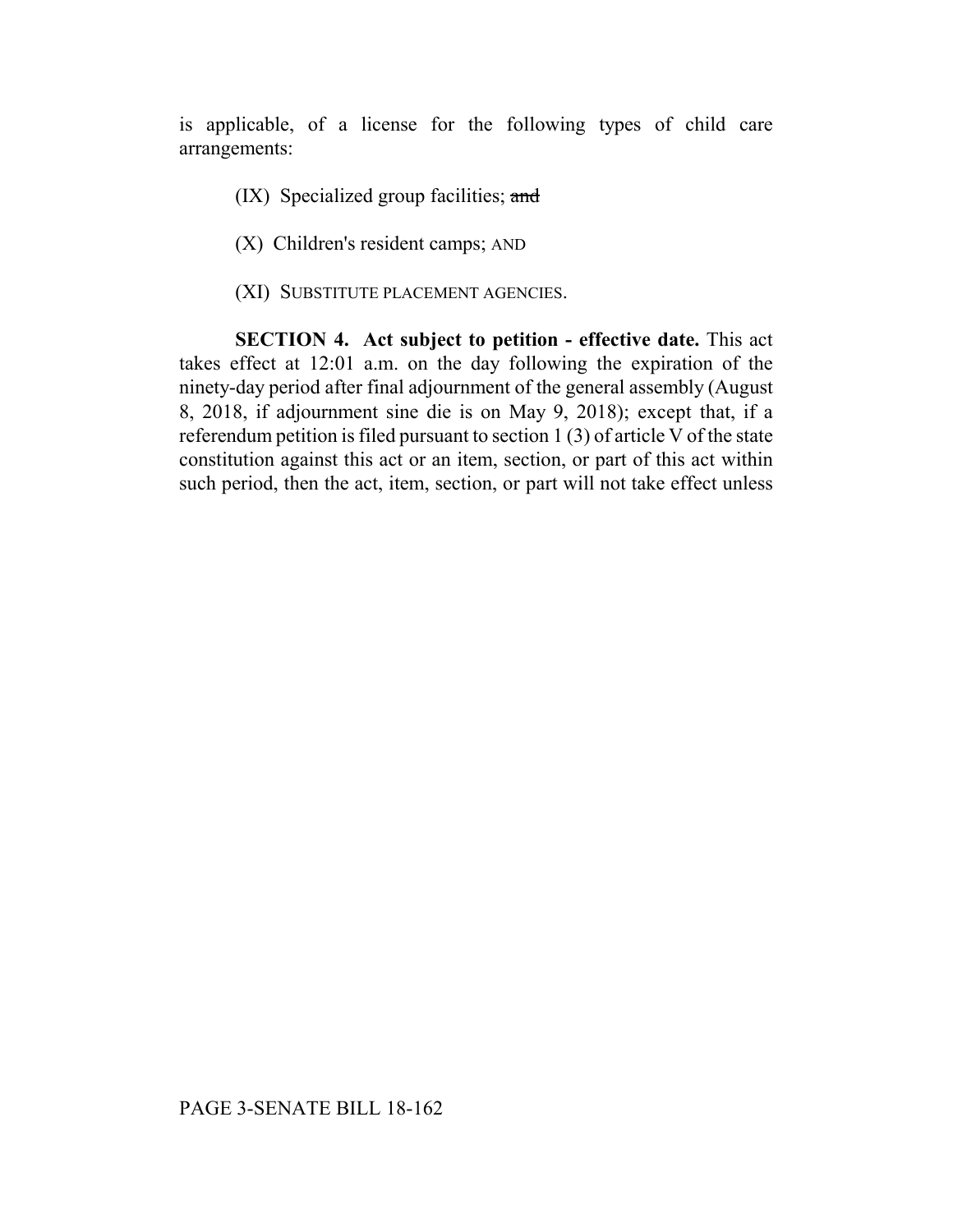is applicable, of a license for the following types of child care arrangements:

(IX) Specialized group facilities; ~~and~~

(X) Children's resident camps; AND

(XI) SUBSTITUTE PLACEMENT AGENCIES.

**SECTION 4. Act subject to petition - effective date.** This act takes effect at 12:01 a.m. on the day following the expiration of the ninety-day period after final adjournment of the general assembly (August 8, 2018, if adjournment sine die is on May 9, 2018); except that, if a referendum petition is filed pursuant to section 1 (3) of article V of the state constitution against this act or an item, section, or part of this act within such period, then the act, item, section, or part will not take effect unless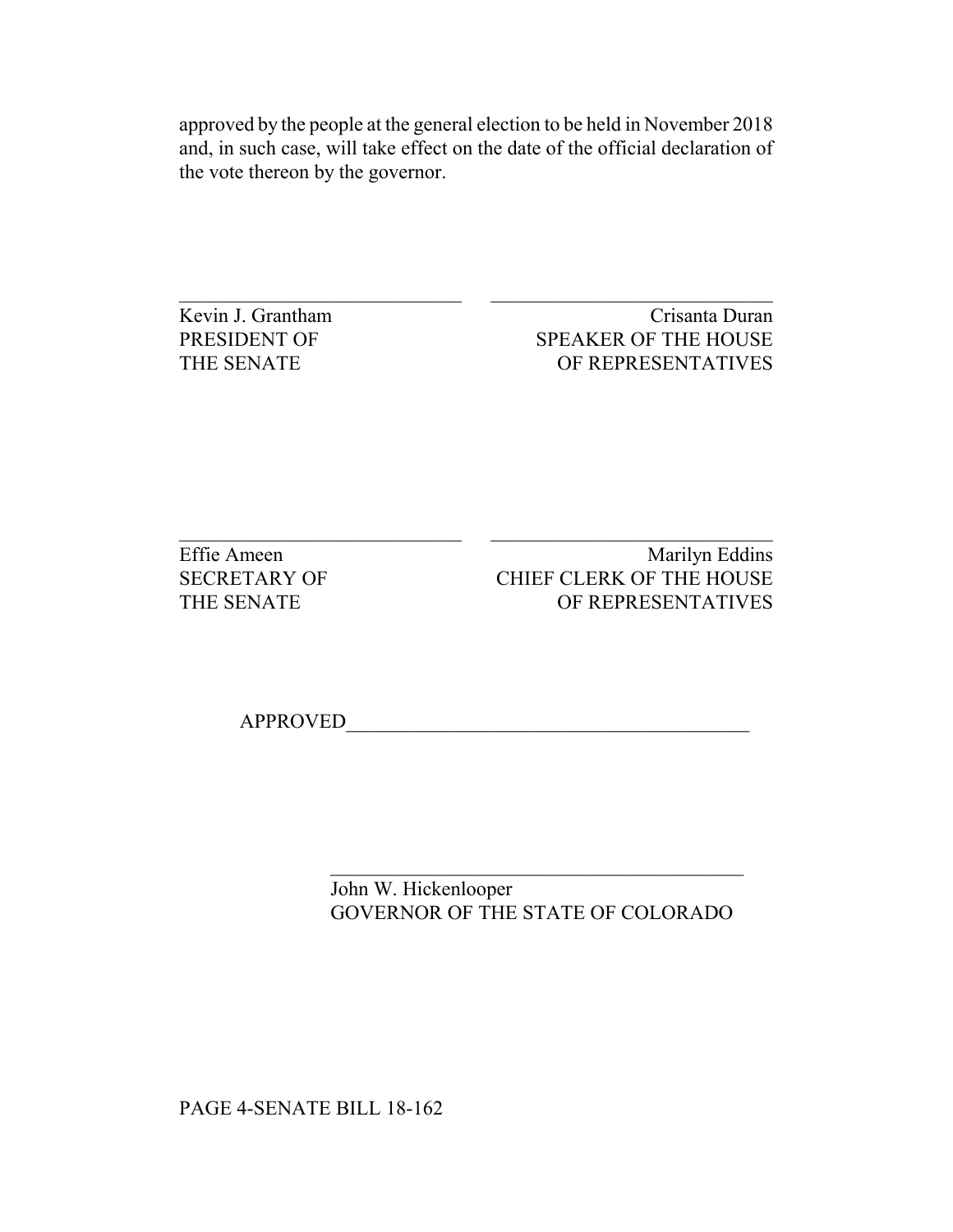approved by the people at the general election to be held in November 2018 and, in such case, will take effect on the date of the official declaration of the vote thereon by the governor.

____________________________ ____________________________

Kevin J. Grantham
PRESIDENT OF
THE SENATE

Crisanta Duran
SPEAKER OF THE HOUSE
OF REPRESENTATIVES

____________________________ ____________________________

Effie Ameen
SECRETARY OF
THE SENATE

Marilyn Eddins
CHIEF CLERK OF THE HOUSE
OF REPRESENTATIVES

APPROVED________________________________________

_________________________________________

John W. Hickenlooper
GOVERNOR OF THE STATE OF COLORADO

PAGE 4-SENATE BILL 18-162